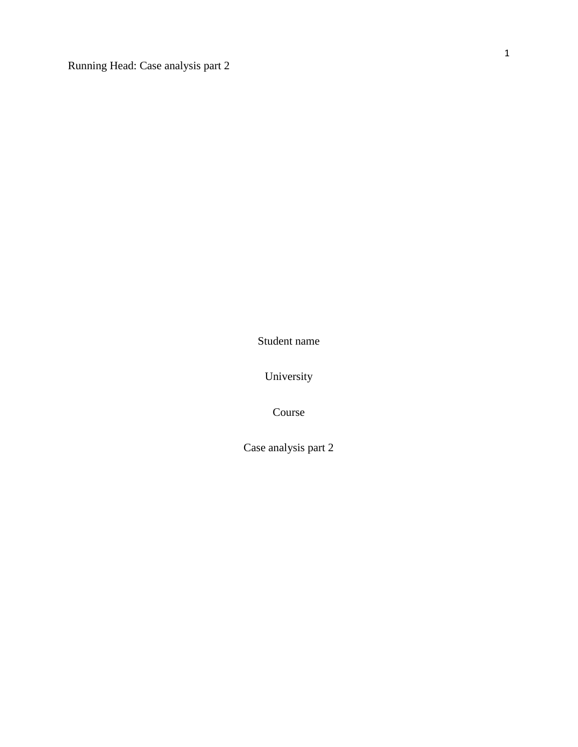Student name

University

Course

Case analysis part 2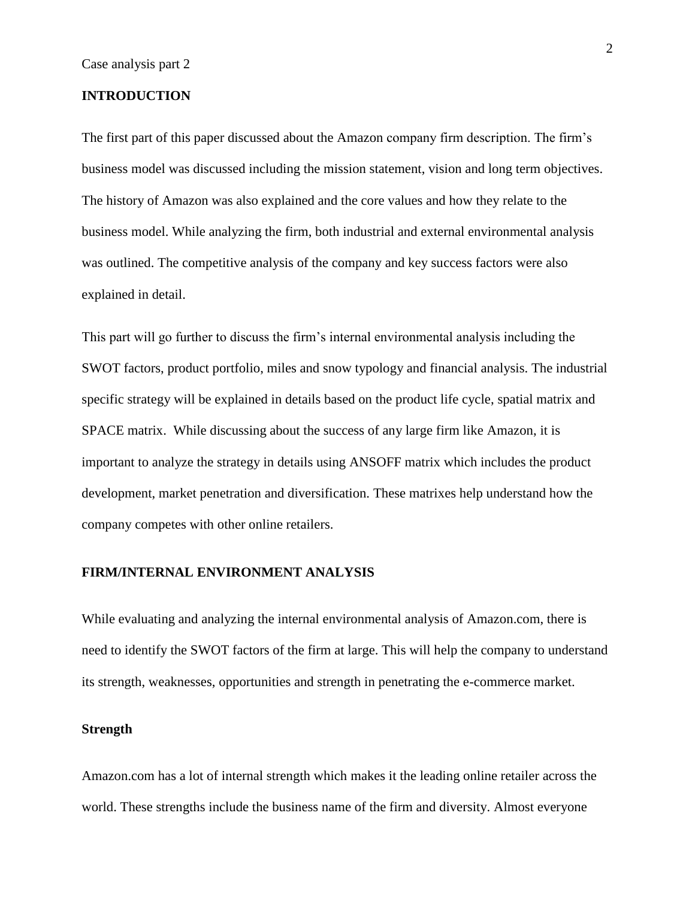Case analysis part 2

## INTRODUCTION

The first part of this paper discussed about the Amazon company firm description. The firm's business model was discussed including the mission statement, vision and long term objectives. The history of Amazon was also explained and the core values and how they relate to the business model. While analyzing the firm, both industrial and external environmental analysis was outlined. The competitive analysis of the company and key success factors were also explained in detail.

This part will go further to discuss the firm's internal environmental analysis including the SWOT factors, product portfolio, miles and snow typology and financial analysis. The industrial specific strategy will be explained in details based on the product life cycle, spatial matrix and SPACE matrix. While discussing about the success of any large firm like Amazon, it is important to analyze the strategy in details using ANSOFF matrix which includes the product development, market penetration and diversification. These matrixes help understand how the company competes with other online retailers.

## FIRM/INTERNAL ENVIRONMENT ANALYSIS

While evaluating and analyzing the internal environmental analysis of Amazon.com, there is need to identify the SWOT factors of the firm at large. This will help the company to understand its strength, weaknesses, opportunities and strength in penetrating the e-commerce market.

### Strength

Amazon.com has a lot of internal strength which makes it the leading online retailer across the world. These strengths include the business name of the firm and diversity. Almost everyone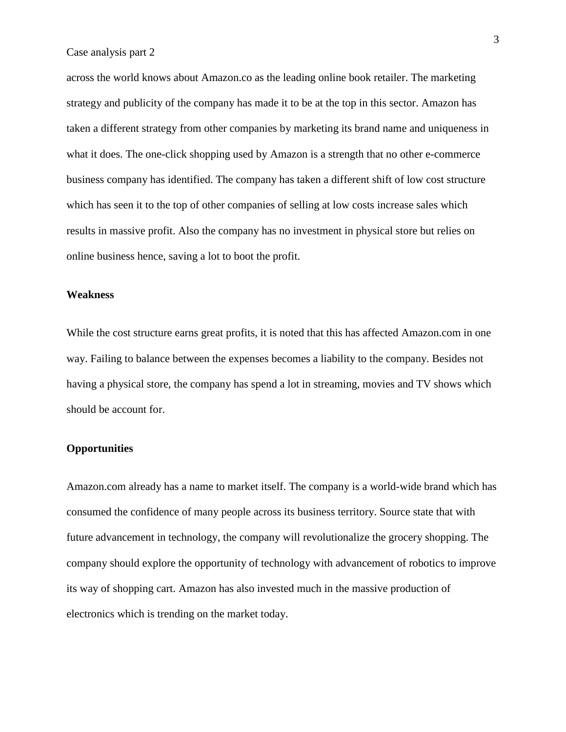across the world knows about Amazon.co as the leading online book retailer. The marketing strategy and publicity of the company has made it to be at the top in this sector. Amazon has taken a different strategy from other companies by marketing its brand name and uniqueness in what it does. The one-click shopping used by Amazon is a strength that no other e-commerce business company has identified. The company has taken a different shift of low cost structure which has seen it to the top of other companies of selling at low costs increase sales which results in massive profit. Also the company has no investment in physical store but relies on online business hence, saving a lot to boot the profit.

**Weakness**

While the cost structure earns great profits, it is noted that this has affected Amazon.com in one way. Failing to balance between the expenses becomes a liability to the company. Besides not having a physical store, the company has spend a lot in streaming, movies and TV shows which should be account for.

**Opportunities**

Amazon.com already has a name to market itself. The company is a world-wide brand which has consumed the confidence of many people across its business territory. Source state that with future advancement in technology, the company will revolutionalize the grocery shopping. The company should explore the opportunity of technology with advancement of robotics to improve its way of shopping cart. Amazon has also invested much in the massive production of electronics which is trending on the market today.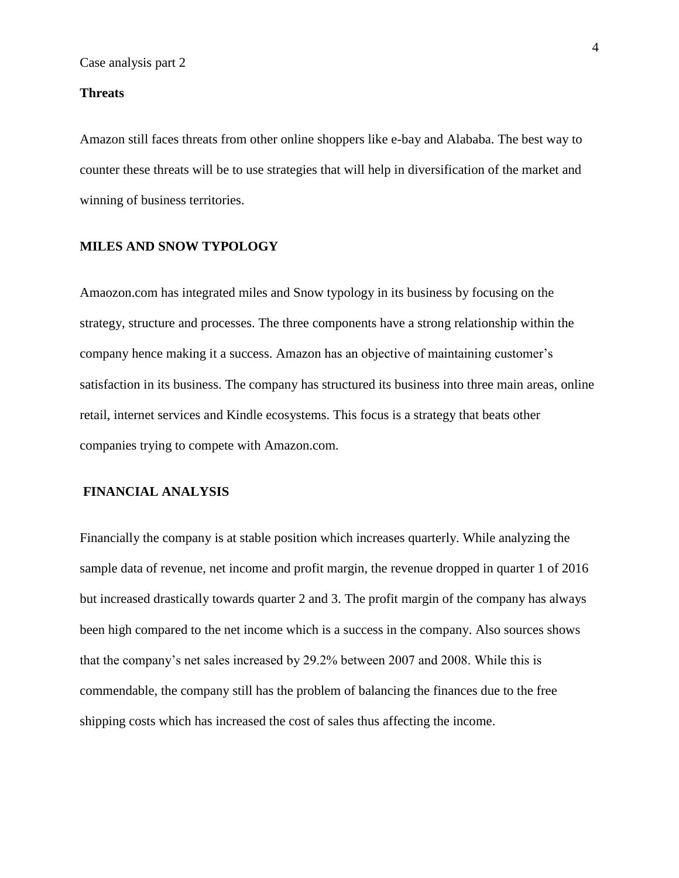Case analysis part 2

**Threats**

Amazon still faces threats from other online shoppers like e-bay and Alababa. The best way to counter these threats will be to use strategies that will help in diversification of the market and winning of business territories.

**MILES AND SNOW TYPOLOGY**

Amaozon.com has integrated miles and Snow typology in its business by focusing on the strategy, structure and processes. The three components have a strong relationship within the company hence making it a success. Amazon has an objective of maintaining customer's satisfaction in its business. The company has structured its business into three main areas, online retail, internet services and Kindle ecosystems. This focus is a strategy that beats other companies trying to compete with Amazon.com.

**FINANCIAL ANALYSIS**

Financially the company is at stable position which increases quarterly. While analyzing the sample data of revenue, net income and profit margin, the revenue dropped in quarter 1 of 2016 but increased drastically towards quarter 2 and 3. The profit margin of the company has always been high compared to the net income which is a success in the company. Also sources shows that the company's net sales increased by 29.2% between 2007 and 2008. While this is commendable, the company still has the problem of balancing the finances due to the free shipping costs which has increased the cost of sales thus affecting the income.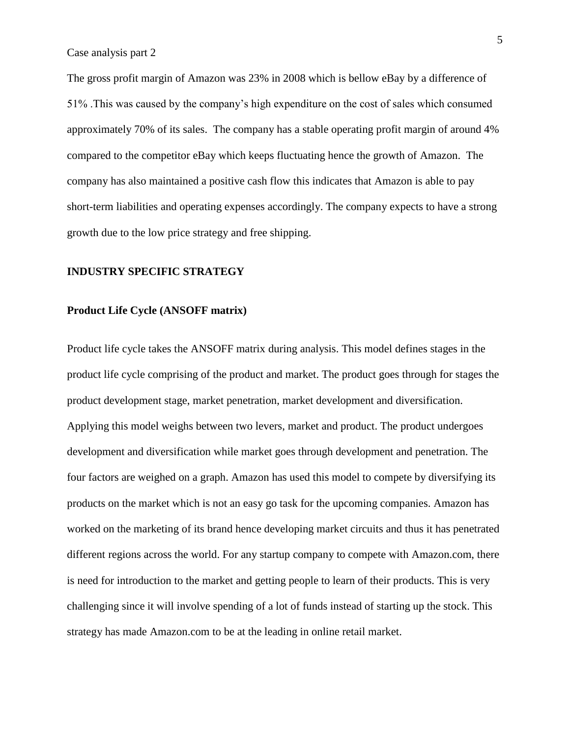The gross profit margin of Amazon was 23% in 2008 which is bellow eBay by a difference of 51% .This was caused by the company's high expenditure on the cost of sales which consumed approximately 70% of its sales. The company has a stable operating profit margin of around 4% compared to the competitor eBay which keeps fluctuating hence the growth of Amazon. The company has also maintained a positive cash flow this indicates that Amazon is able to pay short-term liabilities and operating expenses accordingly. The company expects to have a strong growth due to the low price strategy and free shipping.

## INDUSTRY SPECIFIC STRATEGY

### Product Life Cycle (ANSOFF matrix)

Product life cycle takes the ANSOFF matrix during analysis. This model defines stages in the product life cycle comprising of the product and market. The product goes through for stages the product development stage, market penetration, market development and diversification. Applying this model weighs between two levers, market and product. The product undergoes development and diversification while market goes through development and penetration. The four factors are weighed on a graph. Amazon has used this model to compete by diversifying its products on the market which is not an easy go task for the upcoming companies. Amazon has worked on the marketing of its brand hence developing market circuits and thus it has penetrated different regions across the world. For any startup company to compete with Amazon.com, there is need for introduction to the market and getting people to learn of their products. This is very challenging since it will involve spending of a lot of funds instead of starting up the stock. This strategy has made Amazon.com to be at the leading in online retail market.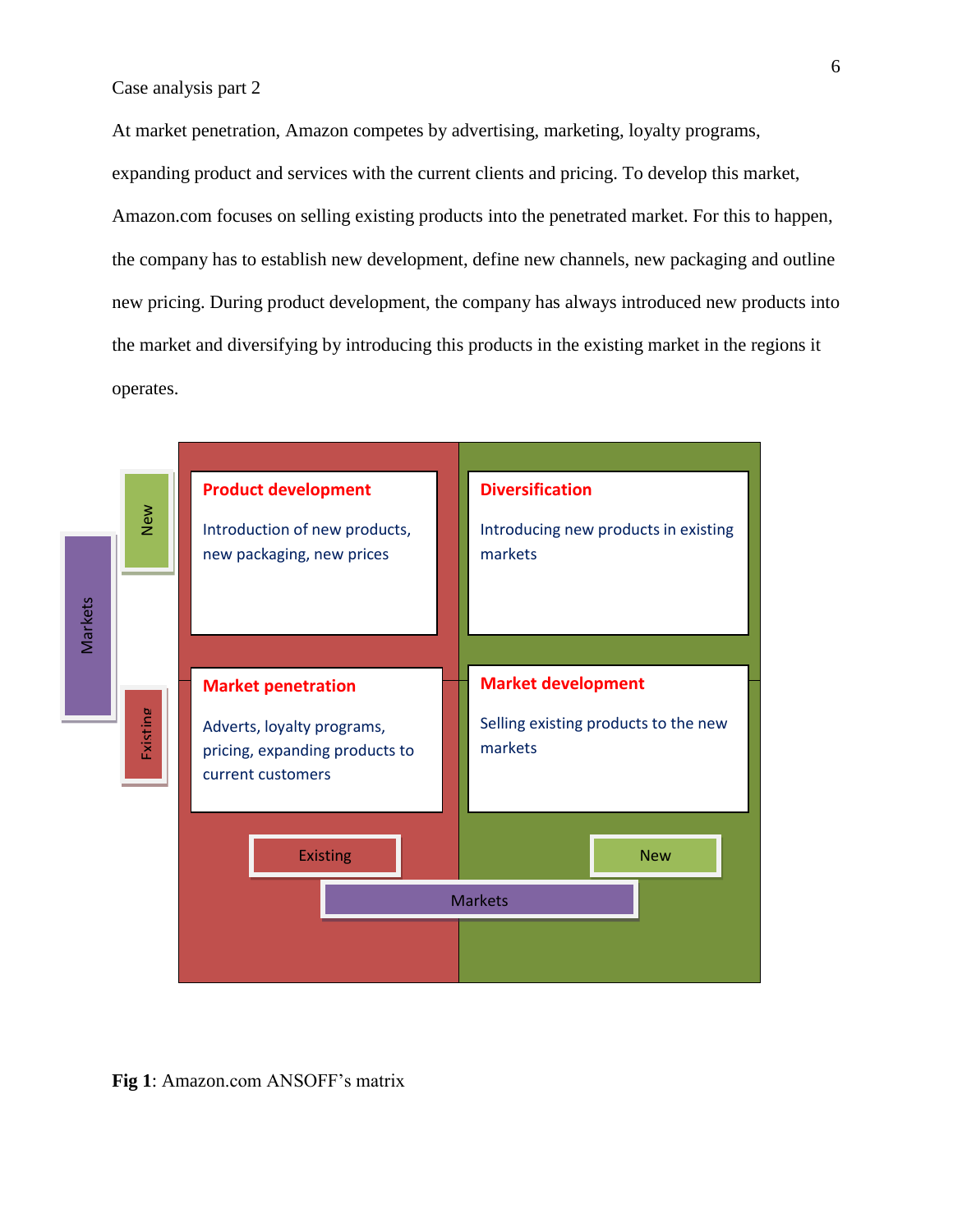Case analysis part 2

At market penetration, Amazon competes by advertising, marketing, loyalty programs, expanding product and services with the current clients and pricing. To develop this market, Amazon.com focuses on selling existing products into the penetrated market. For this to happen, the company has to establish new development, define new channels, new packaging and outline new pricing. During product development, the company has always introduced new products into the market and diversifying by introducing this products in the existing market in the regions it operates.

| Markets | Existing | New |
| --- | --- | --- |
| New | **Product development**<br>Introduction of new products, new packaging, new prices | **Diversification**<br>Introducing new products in existing markets |
| Existing | **Market penetration**<br>Adverts, loyalty programs, pricing, expanding products to current customers | **Market development**<br>Selling existing products to the new markets |

**Fig 1**: Amazon.com ANSOFF's matrix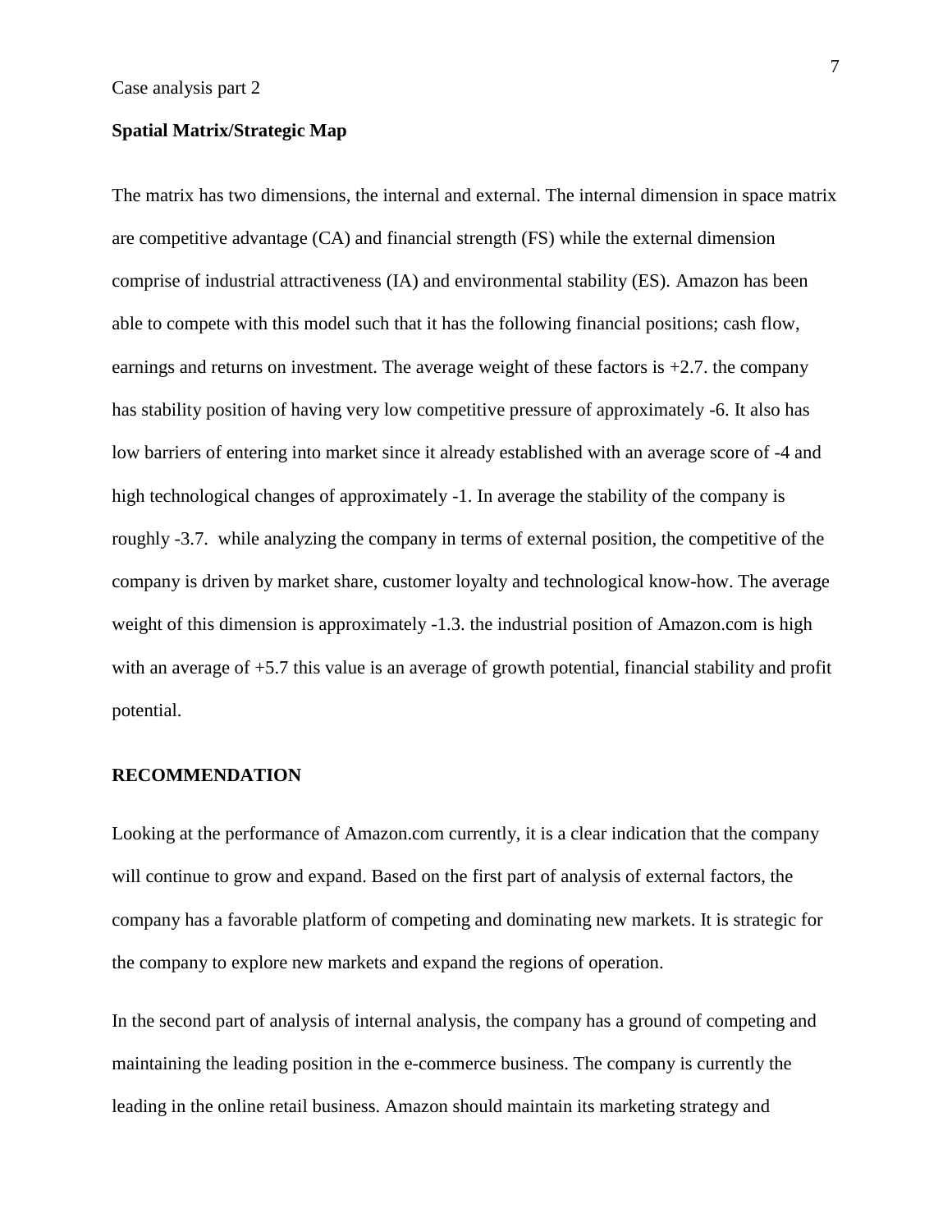Case analysis part 2

**Spatial Matrix/Strategic Map**

The matrix has two dimensions, the internal and external. The internal dimension in space matrix are competitive advantage (CA) and financial strength (FS) while the external dimension comprise of industrial attractiveness (IA) and environmental stability (ES). Amazon has been able to compete with this model such that it has the following financial positions; cash flow, earnings and returns on investment. The average weight of these factors is +2.7. the company has stability position of having very low competitive pressure of approximately -6. It also has low barriers of entering into market since it already established with an average score of -4 and high technological changes of approximately -1. In average the stability of the company is roughly -3.7. while analyzing the company in terms of external position, the competitive of the company is driven by market share, customer loyalty and technological know-how. The average weight of this dimension is approximately -1.3. the industrial position of Amazon.com is high with an average of +5.7 this value is an average of growth potential, financial stability and profit potential.

**RECOMMENDATION**

Looking at the performance of Amazon.com currently, it is a clear indication that the company will continue to grow and expand. Based on the first part of analysis of external factors, the company has a favorable platform of competing and dominating new markets. It is strategic for the company to explore new markets and expand the regions of operation.

In the second part of analysis of internal analysis, the company has a ground of competing and maintaining the leading position in the e-commerce business. The company is currently the leading in the online retail business. Amazon should maintain its marketing strategy and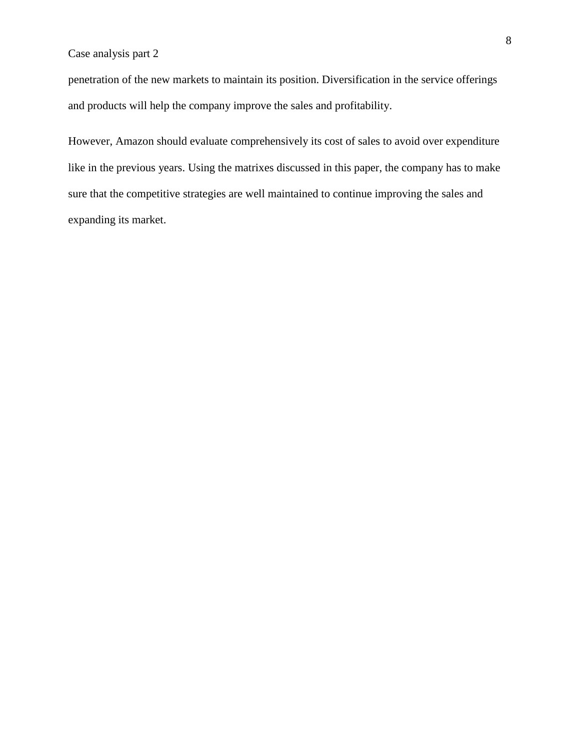penetration of the new markets to maintain its position. Diversification in the service offerings and products will help the company improve the sales and profitability.

However, Amazon should evaluate comprehensively its cost of sales to avoid over expenditure like in the previous years. Using the matrixes discussed in this paper, the company has to make sure that the competitive strategies are well maintained to continue improving the sales and expanding its market.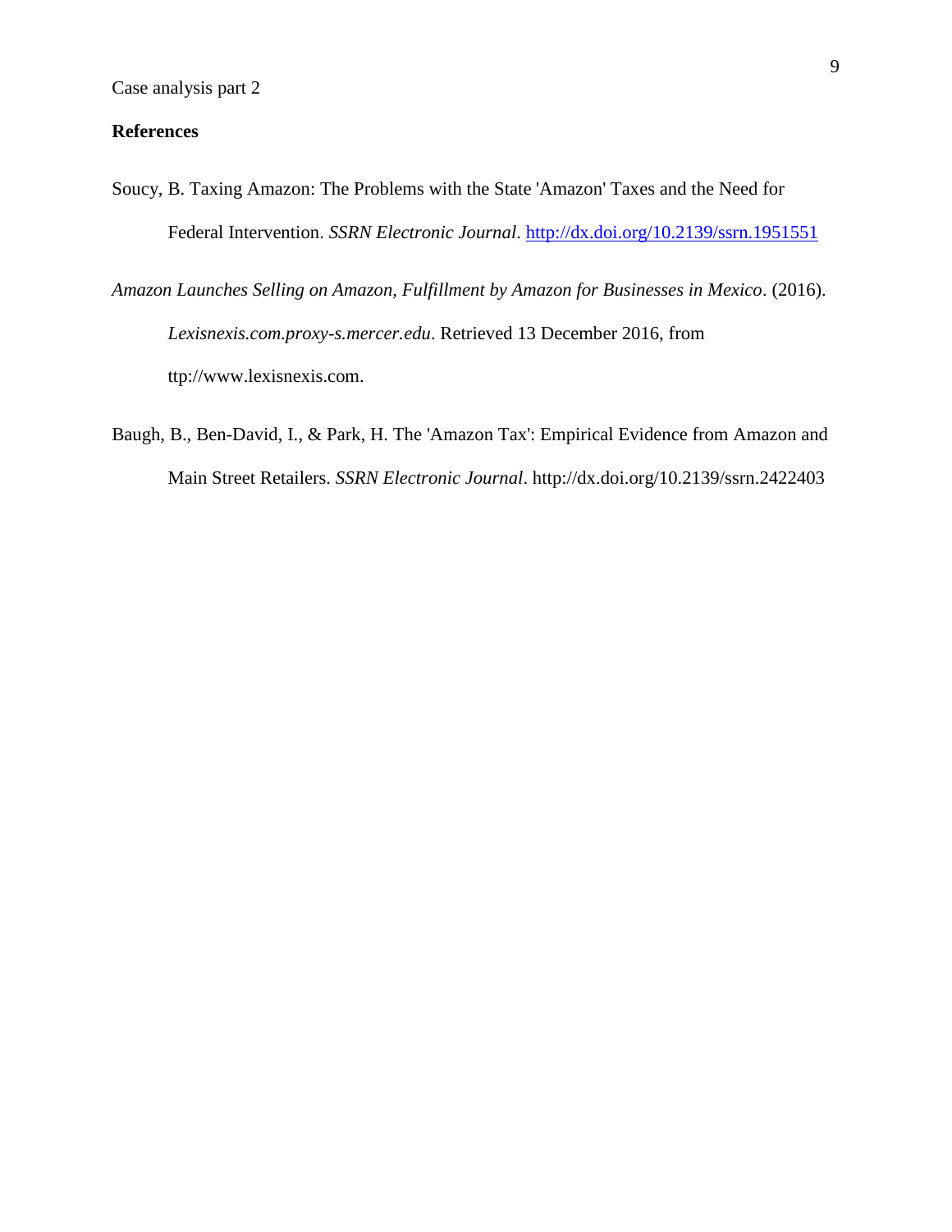**References**

Soucy, B. Taxing Amazon: The Problems with the State 'Amazon' Taxes and the Need for Federal Intervention. *SSRN Electronic Journal*. http://dx.doi.org/10.2139/ssrn.1951551

*Amazon Launches Selling on Amazon, Fulfillment by Amazon for Businesses in Mexico*. (2016). *Lexisnexis.com.proxy-s.mercer.edu*. Retrieved 13 December 2016, from ttp://www.lexisnexis.com.

Baugh, B., Ben-David, I., & Park, H. The 'Amazon Tax': Empirical Evidence from Amazon and Main Street Retailers. *SSRN Electronic Journal*. http://dx.doi.org/10.2139/ssrn.2422403